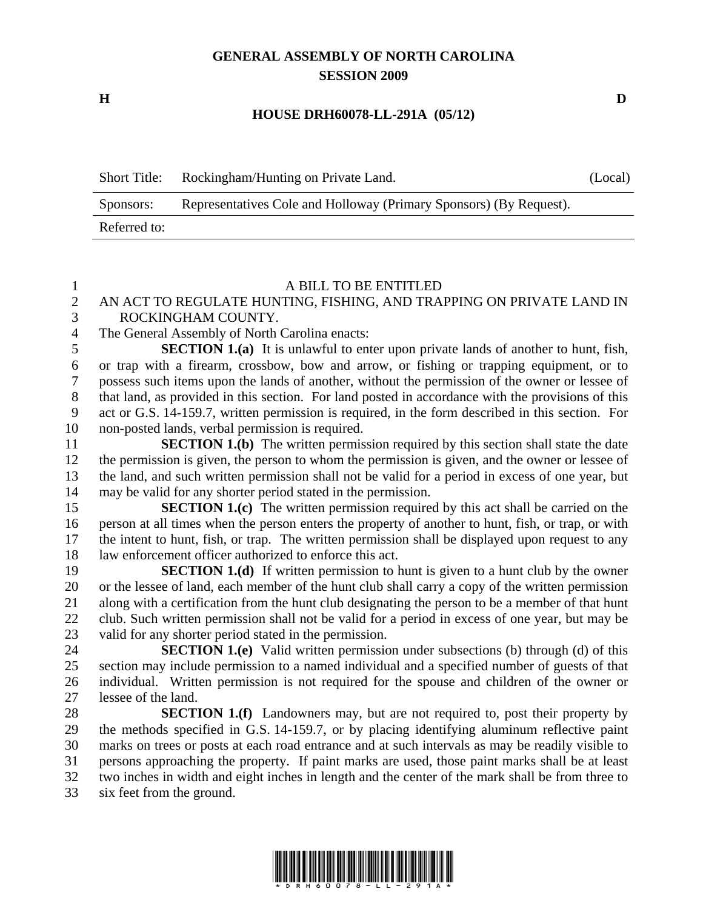# GENERAL ASSEMBLY OF NORTH CAROLINA
## SESSION 2009

**H** **D**

**HOUSE DRH60078-LL-291A (05/12)**

| Short Title: | Rockingham/Hunting on Private Land. | (Local) |
|---|---|---|
| Sponsors: | Representatives Cole and Holloway (Primary Sponsors) (By Request). | |
| Referred to: | | |

A BILL TO BE ENTITLED

AN ACT TO REGULATE HUNTING, FISHING, AND TRAPPING ON PRIVATE LAND IN ROCKINGHAM COUNTY.

The General Assembly of North Carolina enacts:

**SECTION 1.(a)** It is unlawful to enter upon private lands of another to hunt, fish, or trap with a firearm, crossbow, bow and arrow, or fishing or trapping equipment, or to possess such items upon the lands of another, without the permission of the owner or lessee of that land, as provided in this section. For land posted in accordance with the provisions of this act or G.S. 14-159.7, written permission is required, in the form described in this section. For non-posted lands, verbal permission is required.

**SECTION 1.(b)** The written permission required by this section shall state the date the permission is given, the person to whom the permission is given, and the owner or lessee of the land, and such written permission shall not be valid for a period in excess of one year, but may be valid for any shorter period stated in the permission.

**SECTION 1.(c)** The written permission required by this act shall be carried on the person at all times when the person enters the property of another to hunt, fish, or trap, or with the intent to hunt, fish, or trap. The written permission shall be displayed upon request to any law enforcement officer authorized to enforce this act.

**SECTION 1.(d)** If written permission to hunt is given to a hunt club by the owner or the lessee of land, each member of the hunt club shall carry a copy of the written permission along with a certification from the hunt club designating the person to be a member of that hunt club. Such written permission shall not be valid for a period in excess of one year, but may be valid for any shorter period stated in the permission.

**SECTION 1.(e)** Valid written permission under subsections (b) through (d) of this section may include permission to a named individual and a specified number of guests of that individual. Written permission is not required for the spouse and children of the owner or lessee of the land.

**SECTION 1.(f)** Landowners may, but are not required to, post their property by the methods specified in G.S. 14-159.7, or by placing identifying aluminum reflective paint marks on trees or posts at each road entrance and at such intervals as may be readily visible to persons approaching the property. If paint marks are used, those paint marks shall be at least two inches in width and eight inches in length and the center of the mark shall be from three to six feet from the ground.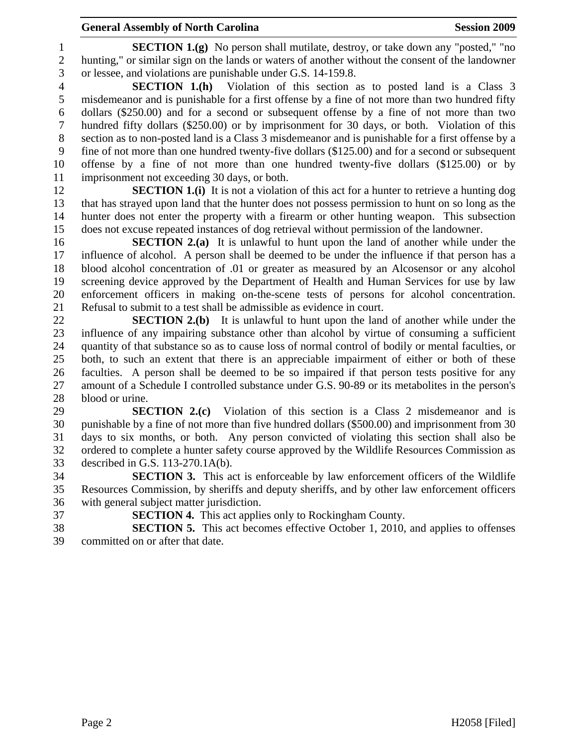**SECTION 1.(g)** No person shall mutilate, destroy, or take down any "posted," "no hunting," or similar sign on the lands or waters of another without the consent of the landowner or lessee, and violations are punishable under G.S. 14-159.8.

**SECTION 1.(h)** Violation of this section as to posted land is a Class 3 misdemeanor and is punishable for a first offense by a fine of not more than two hundred fifty dollars ($250.00) and for a second or subsequent offense by a fine of not more than two hundred fifty dollars ($250.00) or by imprisonment for 30 days, or both. Violation of this section as to non-posted land is a Class 3 misdemeanor and is punishable for a first offense by a fine of not more than one hundred twenty-five dollars ($125.00) and for a second or subsequent offense by a fine of not more than one hundred twenty-five dollars ($125.00) or by imprisonment not exceeding 30 days, or both.

**SECTION 1.(i)** It is not a violation of this act for a hunter to retrieve a hunting dog that has strayed upon land that the hunter does not possess permission to hunt on so long as the hunter does not enter the property with a firearm or other hunting weapon. This subsection does not excuse repeated instances of dog retrieval without permission of the landowner.

**SECTION 2.(a)** It is unlawful to hunt upon the land of another while under the influence of alcohol. A person shall be deemed to be under the influence if that person has a blood alcohol concentration of .01 or greater as measured by an Alcosensor or any alcohol screening device approved by the Department of Health and Human Services for use by law enforcement officers in making on-the-scene tests of persons for alcohol concentration. Refusal to submit to a test shall be admissible as evidence in court.

**SECTION 2.(b)** It is unlawful to hunt upon the land of another while under the influence of any impairing substance other than alcohol by virtue of consuming a sufficient quantity of that substance so as to cause loss of normal control of bodily or mental faculties, or both, to such an extent that there is an appreciable impairment of either or both of these faculties. A person shall be deemed to be so impaired if that person tests positive for any amount of a Schedule I controlled substance under G.S. 90-89 or its metabolites in the person's blood or urine.

**SECTION 2.(c)** Violation of this section is a Class 2 misdemeanor and is punishable by a fine of not more than five hundred dollars ($500.00) and imprisonment from 30 days to six months, or both. Any person convicted of violating this section shall also be ordered to complete a hunter safety course approved by the Wildlife Resources Commission as described in G.S. 113-270.1A(b).

**SECTION 3.** This act is enforceable by law enforcement officers of the Wildlife Resources Commission, by sheriffs and deputy sheriffs, and by other law enforcement officers with general subject matter jurisdiction.

**SECTION 4.** This act applies only to Rockingham County.

**SECTION 5.** This act becomes effective October 1, 2010, and applies to offenses committed on or after that date.